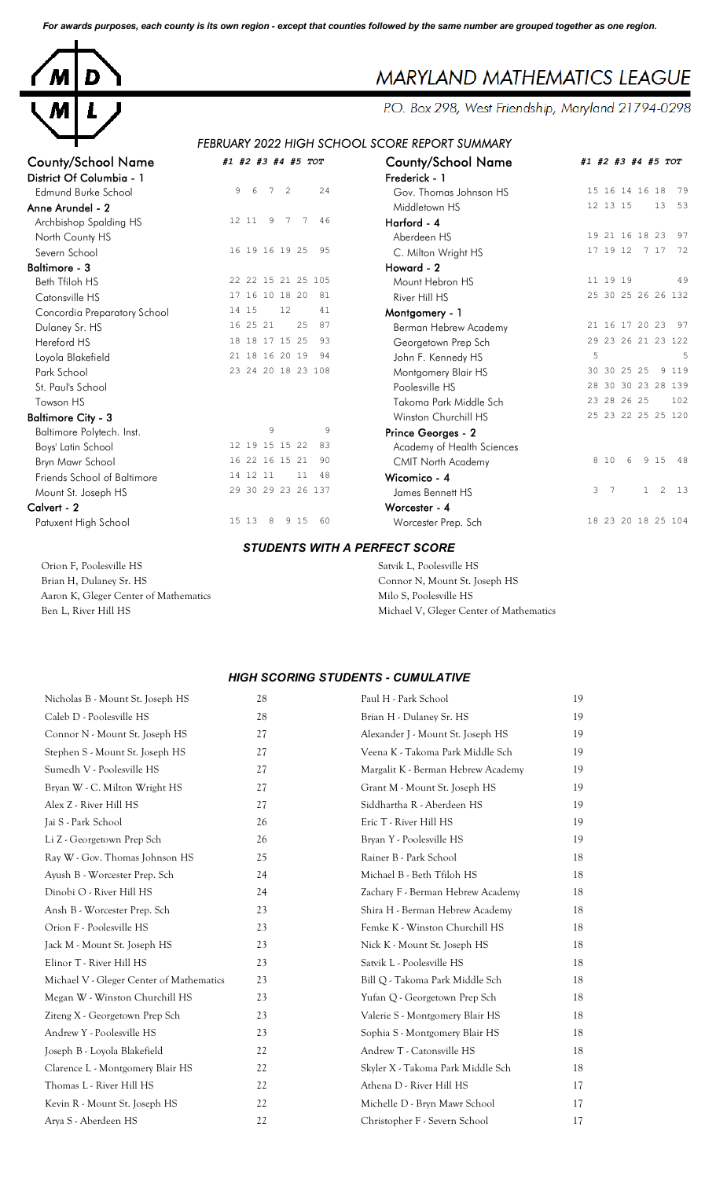*For awards purposes, each county is its own region - except that counties followed by the same number are grouped together as one region.*

# MARYLAND MATHEMATICS LEAGUE

P.O. Box 298, West Friendship, Maryland 21794-0298

## FEBRUARY 2022 HIGH SCHOOL SCORE REPORT SUMMARY

| County/School Name | #1 | #2 | #3 | #4 | #5 | TOT |
|---|---|---|---|---|---|---|
| **District Of Columbia - 1** | | | | | | |
| Edmund Burke School | 9 | 6 | 7 | 2 | | 24 |
| **Anne Arundel - 2** | | | | | | |
| Archbishop Spalding HS | 12 | 11 | 9 | 7 | 7 | 46 |
| North County HS | | | | | | |
| Severn School | 16 | 19 | 16 | 19 | 25 | 95 |
| **Baltimore - 3** | | | | | | |
| Beth Tfiloh HS | 22 | 22 | 15 | 21 | 25 | 105 |
| Catonsville HS | 17 | 16 | 10 | 18 | 20 | 81 |
| Concordia Preparatory School | 14 | 15 | 12 | | | 41 |
| Dulaney Sr. HS | 16 | 25 | 21 | | 25 | 87 |
| Hereford HS | 18 | 18 | 17 | 15 | 25 | 93 |
| Loyola Blakefield | 21 | 18 | 16 | 20 | 19 | 94 |
| Park School | 23 | 24 | 20 | 18 | 23 | 108 |
| St. Paul's School | | | | | | |
| Towson HS | | | | | | |
| **Baltimore City - 3** | | | | | | |
| Baltimore Polytech. Inst. | | 9 | | | | 9 |
| Boys' Latin School | 12 | 19 | 15 | 15 | 22 | 83 |
| Bryn Mawr School | 16 | 22 | 16 | 15 | 21 | 90 |
| Friends School of Baltimore | 14 | 12 | 11 | | 11 | 48 |
| Mount St. Joseph HS | 29 | 30 | 29 | 23 | 26 | 137 |
| **Calvert - 2** | | | | | | |
| Patuxent High School | 15 | 13 | 8 | 9 | 15 | 60 |
| **Frederick - 1** | | | | | | |
| Gov. Thomas Johnson HS | 15 | 16 | 14 | 16 | 18 | 79 |
| Middletown HS | 12 | 13 | 15 | | 13 | 53 |
| **Harford - 4** | | | | | | |
| Aberdeen HS | 19 | 21 | 16 | 18 | 23 | 97 |
| C. Milton Wright HS | 17 | 19 | 12 | 7 | 17 | 72 |
| **Howard - 2** | | | | | | |
| Mount Hebron HS | 11 | 19 | 19 | | | 49 |
| River Hill HS | 25 | 30 | 25 | 26 | 26 | 132 |
| **Montgomery - 1** | | | | | | |
| Berman Hebrew Academy | 21 | 16 | 17 | 20 | 23 | 97 |
| Georgetown Prep Sch | 29 | 23 | 26 | 21 | 23 | 122 |
| John F. Kennedy HS | 5 | | | | | 5 |
| Montgomery Blair HS | 30 | 30 | 25 | 25 | 9 | 119 |
| Poolesville HS | 28 | 30 | 30 | 23 | 28 | 139 |
| Takoma Park Middle Sch | 23 | 28 | 26 | 25 | | 102 |
| Winston Churchill HS | 25 | 23 | 22 | 25 | 25 | 120 |
| **Prince Georges - 2** | | | | | | |
| Academy of Health Sciences | | | | | | |
| CMIT North Academy | 8 | 10 | 6 | 9 | 15 | 48 |
| **Wicomico - 4** | | | | | | |
| James Bennett HS | 3 | 7 | | 1 | 2 | 13 |
| **Worcester - 4** | | | | | | |
| Worcester Prep. Sch | 18 | 23 | 20 | 18 | 25 | 104 |

### STUDENTS WITH A PERFECT SCORE

- Orion F, Poolesville HS
- Brian H, Dulaney Sr. HS
- Aaron K, Gleger Center of Mathematics
- Ben L, River Hill HS
- Satvik L, Poolesville HS
- Connor N, Mount St. Joseph HS
- Milo S, Poolesville HS
- Michael V, Gleger Center of Mathematics

### HIGH SCORING STUDENTS - CUMULATIVE

| Student | Score |
|---|---|
| Nicholas B - Mount St. Joseph HS | 28 |
| Caleb D - Poolesville HS | 28 |
| Connor N - Mount St. Joseph HS | 27 |
| Stephen S - Mount St. Joseph HS | 27 |
| Sumedh V - Poolesville HS | 27 |
| Bryan W - C. Milton Wright HS | 27 |
| Alex Z - River Hill HS | 27 |
| Jai S - Park School | 26 |
| Li Z - Georgetown Prep Sch | 26 |
| Ray W - Gov. Thomas Johnson HS | 25 |
| Ayush B - Worcester Prep. Sch | 24 |
| Dinobi O - River Hill HS | 24 |
| Ansh B - Worcester Prep. Sch | 23 |
| Orion F - Poolesville HS | 23 |
| Jack M - Mount St. Joseph HS | 23 |
| Elinor T - River Hill HS | 23 |
| Michael V - Gleger Center of Mathematics | 23 |
| Megan W - Winston Churchill HS | 23 |
| Ziteng X - Georgetown Prep Sch | 23 |
| Andrew Y - Poolesville HS | 23 |
| Joseph B - Loyola Blakefield | 22 |
| Clarence L - Montgomery Blair HS | 22 |
| Thomas L - River Hill HS | 22 |
| Kevin R - Mount St. Joseph HS | 22 |
| Arya S - Aberdeen HS | 22 |
| Paul H - Park School | 19 |
| Brian H - Dulaney Sr. HS | 19 |
| Alexander J - Mount St. Joseph HS | 19 |
| Veena K - Takoma Park Middle Sch | 19 |
| Margalit K - Berman Hebrew Academy | 19 |
| Grant M - Mount St. Joseph HS | 19 |
| Siddhartha R - Aberdeen HS | 19 |
| Eric T - River Hill HS | 19 |
| Bryan Y - Poolesville HS | 19 |
| Rainer B - Park School | 18 |
| Michael B - Beth Tfiloh HS | 18 |
| Zachary F - Berman Hebrew Academy | 18 |
| Shira H - Berman Hebrew Academy | 18 |
| Femke K - Winston Churchill HS | 18 |
| Nick K - Mount St. Joseph HS | 18 |
| Satvik L - Poolesville HS | 18 |
| Bill Q - Takoma Park Middle Sch | 18 |
| Yufan Q - Georgetown Prep Sch | 18 |
| Valerie S - Montgomery Blair HS | 18 |
| Sophia S - Montgomery Blair HS | 18 |
| Andrew T - Catonsville HS | 18 |
| Skyler X - Takoma Park Middle Sch | 18 |
| Athena D - River Hill HS | 17 |
| Michelle D - Bryn Mawr School | 17 |
| Christopher F - Severn School | 17 |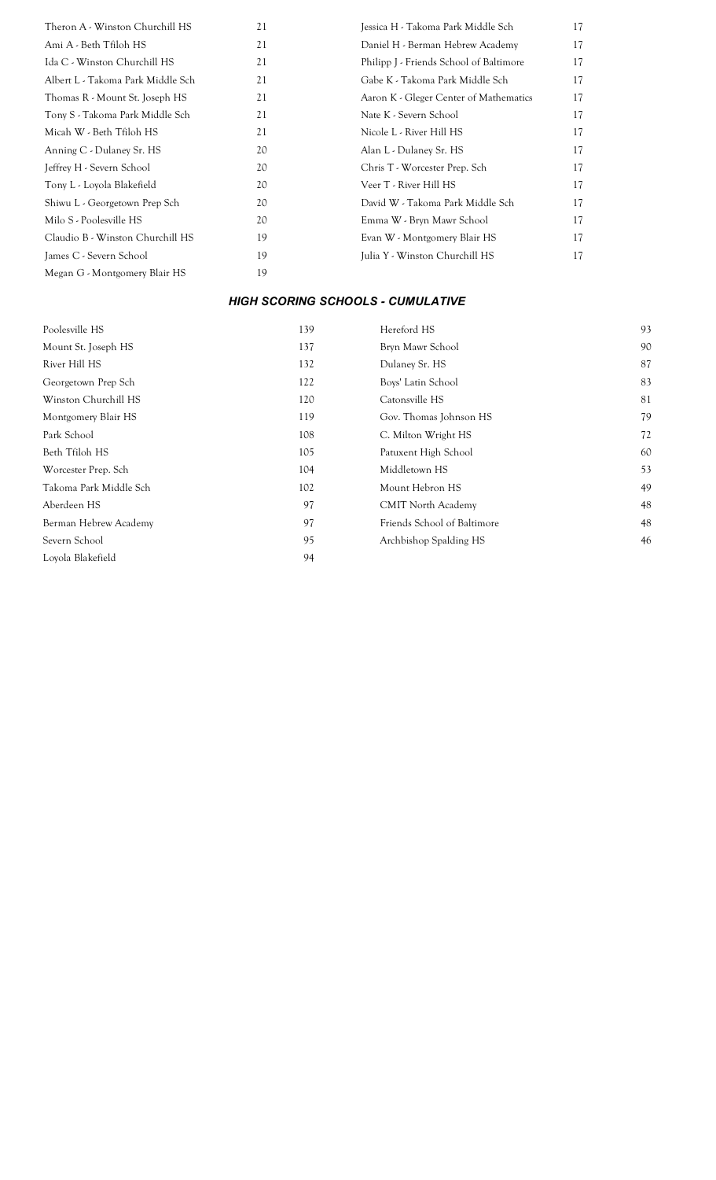| | | | |
|---|---|---|---|
| Theron A - Winston Churchill HS | 21 | Jessica H - Takoma Park Middle Sch | 17 |
| Ami A - Beth Tfiloh HS | 21 | Daniel H - Berman Hebrew Academy | 17 |
| Ida C - Winston Churchill HS | 21 | Philipp J - Friends School of Baltimore | 17 |
| Albert L - Takoma Park Middle Sch | 21 | Gabe K - Takoma Park Middle Sch | 17 |
| Thomas R - Mount St. Joseph HS | 21 | Aaron K - Gleger Center of Mathematics | 17 |
| Tony S - Takoma Park Middle Sch | 21 | Nate K - Severn School | 17 |
| Micah W - Beth Tfiloh HS | 21 | Nicole L - River Hill HS | 17 |
| Anning C - Dulaney Sr. HS | 20 | Alan L - Dulaney Sr. HS | 17 |
| Jeffrey H - Severn School | 20 | Chris T - Worcester Prep. Sch | 17 |
| Tony L - Loyola Blakefield | 20 | Veer T - River Hill HS | 17 |
| Shiwu L - Georgetown Prep Sch | 20 | David W - Takoma Park Middle Sch | 17 |
| Milo S - Poolesville HS | 20 | Emma W - Bryn Mawr School | 17 |
| Claudio B - Winston Churchill HS | 19 | Evan W - Montgomery Blair HS | 17 |
| James C - Severn School | 19 | Julia Y - Winston Churchill HS | 17 |
| Megan G - Montgomery Blair HS | 19 | | |

### *HIGH SCORING SCHOOLS - CUMULATIVE*

| | | | |
|---|---|---|---|
| Poolesville HS | 139 | Hereford HS | 93 |
| Mount St. Joseph HS | 137 | Bryn Mawr School | 90 |
| River Hill HS | 132 | Dulaney Sr. HS | 87 |
| Georgetown Prep Sch | 122 | Boys' Latin School | 83 |
| Winston Churchill HS | 120 | Catonsville HS | 81 |
| Montgomery Blair HS | 119 | Gov. Thomas Johnson HS | 79 |
| Park School | 108 | C. Milton Wright HS | 72 |
| Beth Tfiloh HS | 105 | Patuxent High School | 60 |
| Worcester Prep. Sch | 104 | Middletown HS | 53 |
| Takoma Park Middle Sch | 102 | Mount Hebron HS | 49 |
| Aberdeen HS | 97 | CMIT North Academy | 48 |
| Berman Hebrew Academy | 97 | Friends School of Baltimore | 48 |
| Severn School | 95 | Archbishop Spalding HS | 46 |
| Loyola Blakefield | 94 | | |